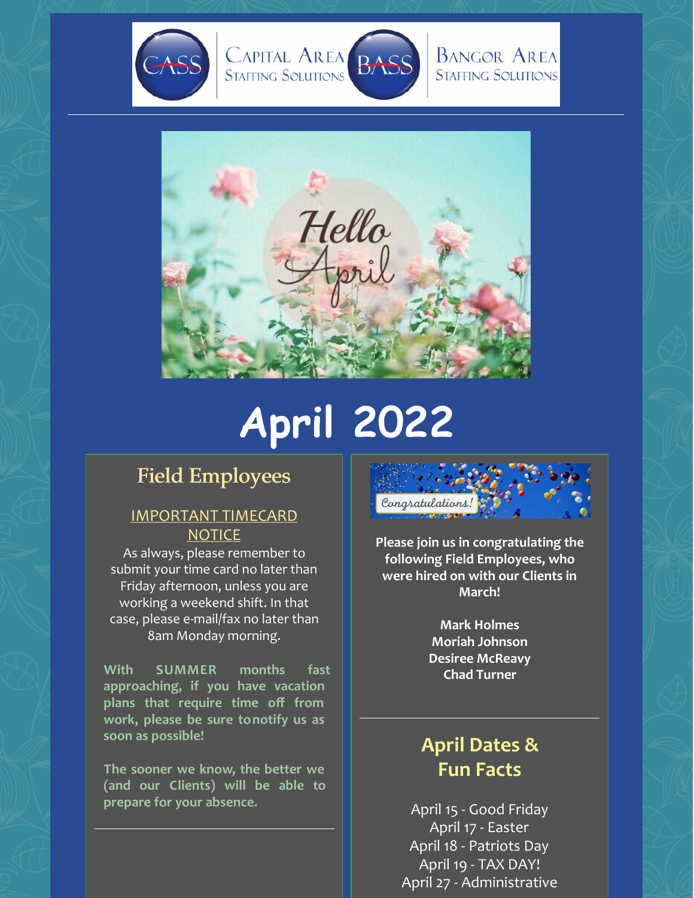CAPITAL AREA STAFFING SOLUTIONS | BANGOR AREA STAFFING SOLUTIONS

# April 2022

## Field Employees

**IMPORTANT TIMECARD NOTICE**

As always, please remember to submit your time card no later than Friday afternoon, unless you are working a weekend shift. In that case, please e-mail/fax no later than 8am Monday morning.

**With SUMMER months fast approaching, if you have vacation plans that require time off from work, please be sure to notify us as soon as possible!**

**The sooner we know, the better we (and our Clients) will be able to prepare for your absence.**

---

**Please join us in congratulating the following Field Employees, who were hired on with our Clients in March!**

**Mark Holmes**
**Moriah Johnson**
**Desiree McReavy**
**Chad Turner**

## April Dates & Fun Facts

April 15 - Good Friday
April 17 - Easter
April 18 - Patriots Day
April 19 - TAX DAY!
April 27 - Administrative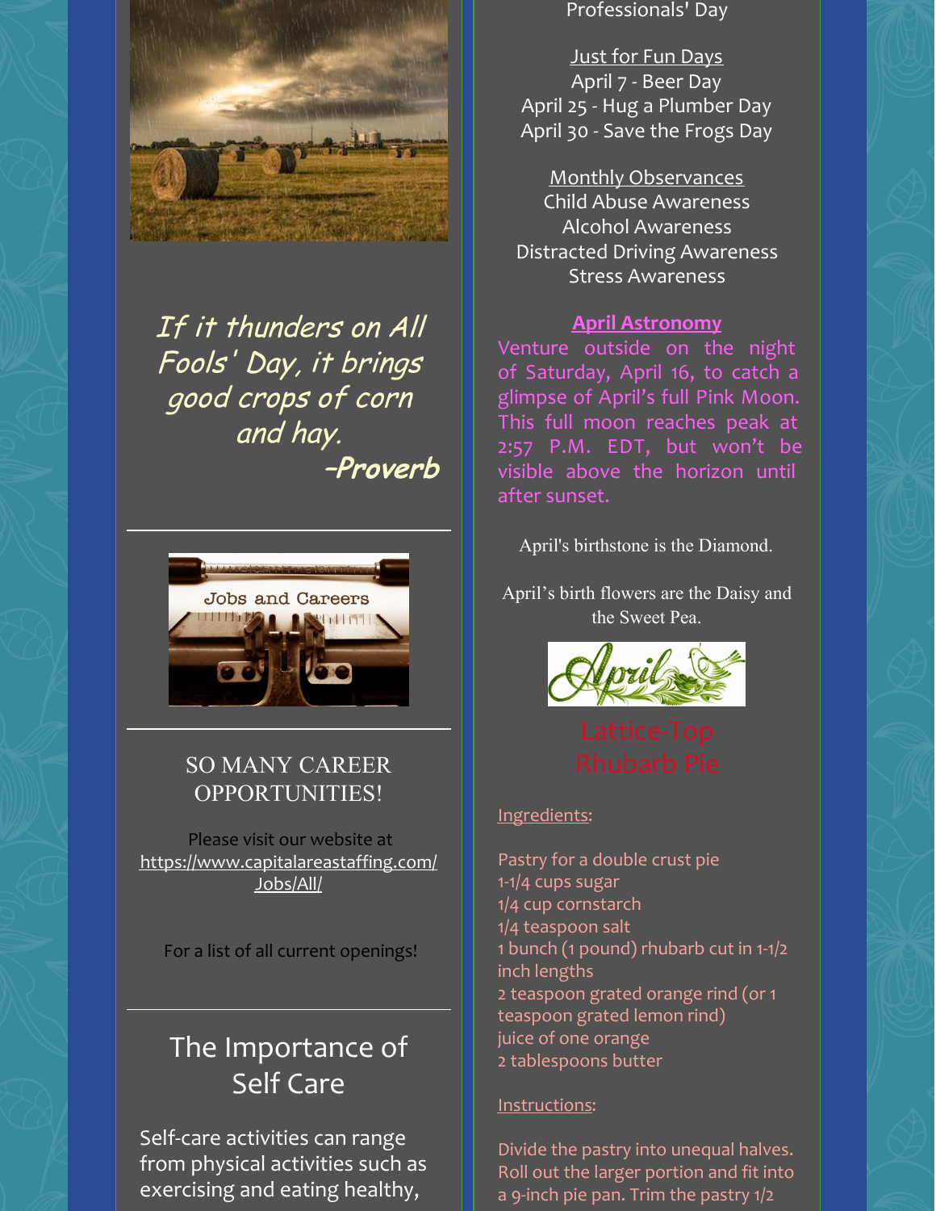*If it thunders on All Fools' Day, it brings good crops of corn and hay.*
***-Proverb***

---

SO MANY CAREER OPPORTUNITIES!

Please visit our website at https://www.capitalareastaffing.com/Jobs/All/

For a list of all current openings!

---

## The Importance of Self Care

Self-care activities can range from physical activities such as exercising and eating healthy,

Professionals' Day

Just for Fun Days
April 7 - Beer Day
April 25 - Hug a Plumber Day
April 30 - Save the Frogs Day

Monthly Observances
Child Abuse Awareness
Alcohol Awareness
Distracted Driving Awareness
Stress Awareness

**April Astronomy**

Venture outside on the night of Saturday, April 16, to catch a glimpse of April's full Pink Moon. This full moon reaches peak at 2:57 P.M. EDT, but won't be visible above the horizon until after sunset.

April's birthstone is the Diamond.

April's birth flowers are the Daisy and the Sweet Pea.

## Lattice-Top Rhubarb Pie

Ingredients:

Pastry for a double crust pie
1-1/4 cups sugar
1/4 cup cornstarch
1/4 teaspoon salt
1 bunch (1 pound) rhubarb cut in 1-1/2 inch lengths
2 teaspoon grated orange rind (or 1 teaspoon grated lemon rind)
juice of one orange
2 tablespoons butter

Instructions:

Divide the pastry into unequal halves. Roll out the larger portion and fit into a 9-inch pie pan. Trim the pastry 1/2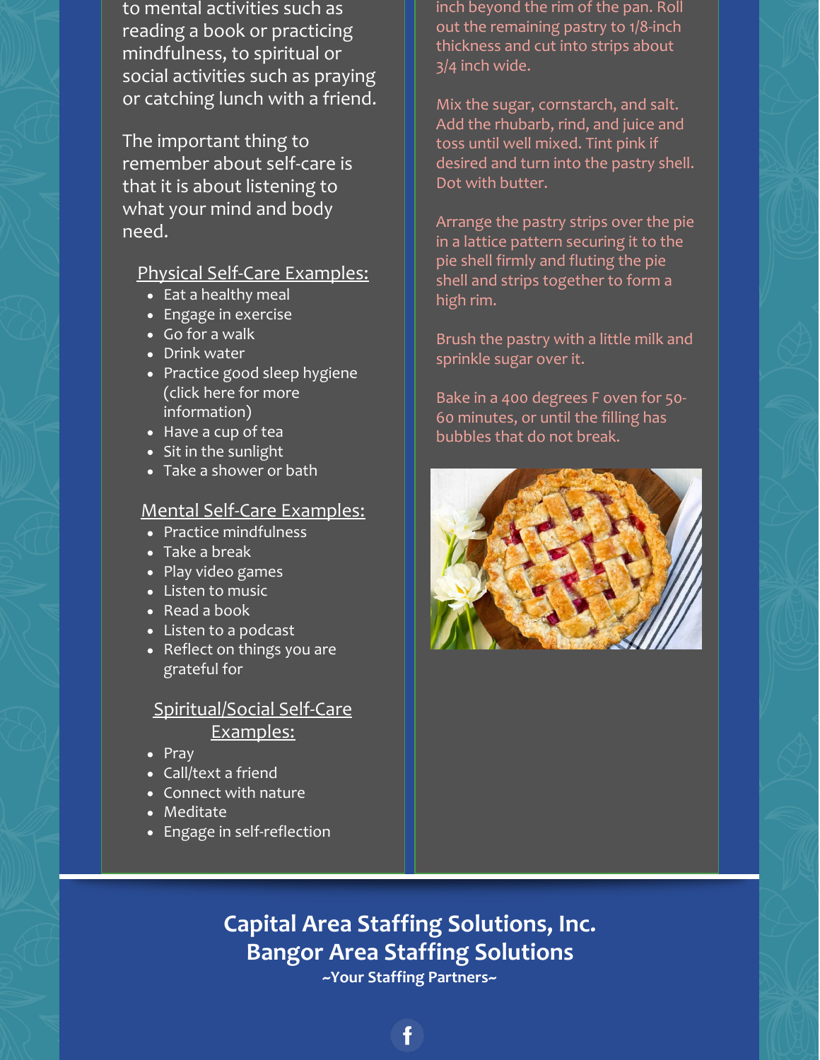to mental activities such as reading a book or practicing mindfulness, to spiritual or social activities such as praying or catching lunch with a friend.

The important thing to remember about self-care is that it is about listening to what your mind and body need.

## Physical Self-Care Examples:

- Eat a healthy meal
- Engage in exercise
- Go for a walk
- Drink water
- Practice good sleep hygiene (click here for more information)
- Have a cup of tea
- Sit in the sunlight
- Take a shower or bath

## Mental Self-Care Examples:

- Practice mindfulness
- Take a break
- Play video games
- Listen to music
- Read a book
- Listen to a podcast
- Reflect on things you are grateful for

## Spiritual/Social Self-Care Examples:

- Pray
- Call/text a friend
- Connect with nature
- Meditate
- Engage in self-reflection

inch beyond the rim of the pan. Roll out the remaining pastry to 1/8-inch thickness and cut into strips about 3/4 inch wide.

Mix the sugar, cornstarch, and salt. Add the rhubarb, rind, and juice and toss until well mixed. Tint pink if desired and turn into the pastry shell. Dot with butter.

Arrange the pastry strips over the pie in a lattice pattern securing it to the pie shell firmly and fluting the pie shell and strips together to form a high rim.

Brush the pastry with a little milk and sprinkle sugar over it.

Bake in a 400 degrees F oven for 50-60 minutes, or until the filling has bubbles that do not break.

**Capital Area Staffing Solutions, Inc.**
**Bangor Area Staffing Solutions**
**~Your Staffing Partners~**